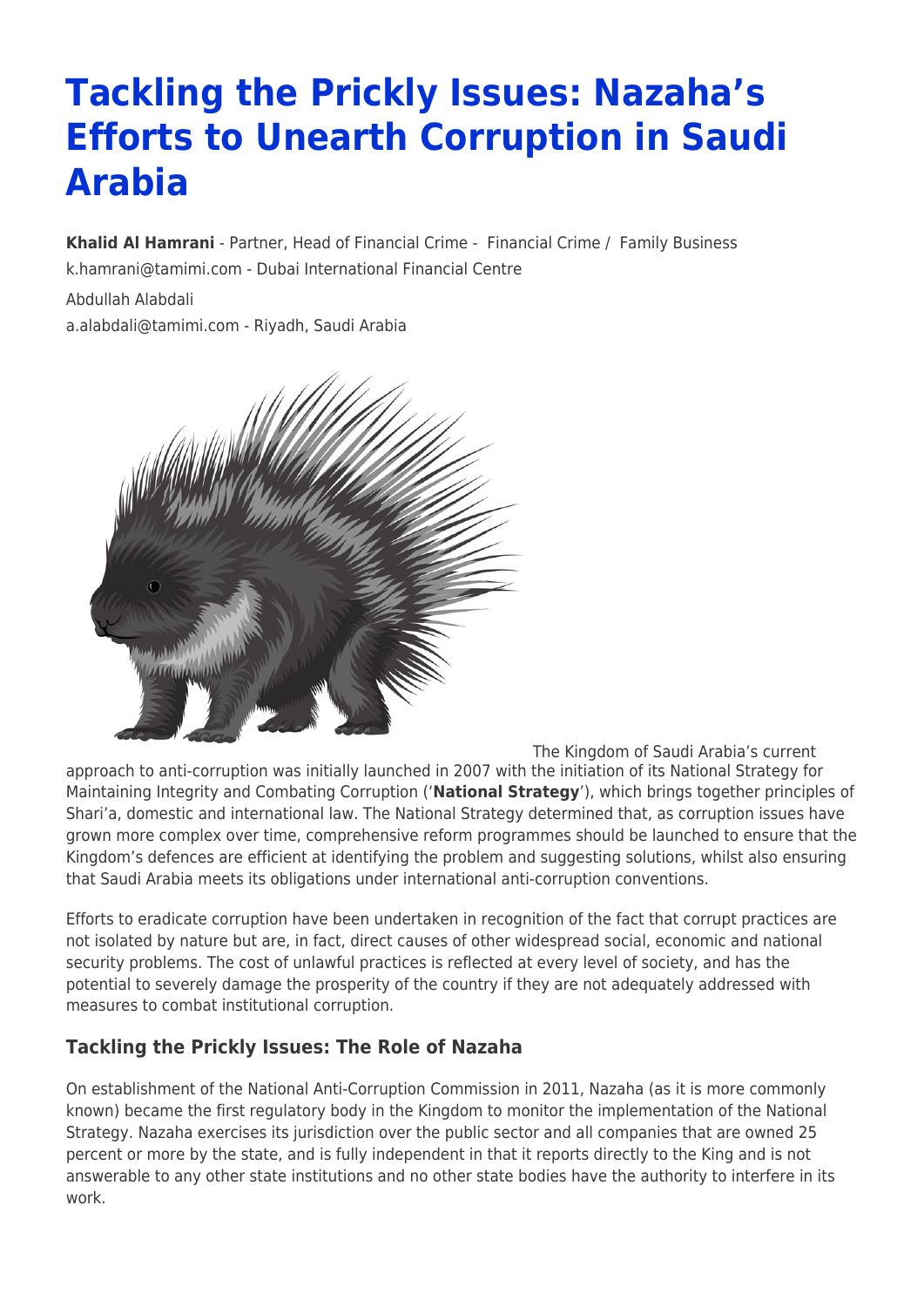# Tackling the Prickly Issues: Nazaha's Efforts to Unearth Corruption in Saudi Arabia

**Khalid Al Hamrani** - Partner, Head of Financial Crime - Financial Crime / Family Business
k.hamrani@tamimi.com - Dubai International Financial Centre

Abdullah Alabdali
a.alabdali@tamimi.com - Riyadh, Saudi Arabia

The Kingdom of Saudi Arabia's current approach to anti-corruption was initially launched in 2007 with the initiation of its National Strategy for Maintaining Integrity and Combating Corruption ('**National Strategy**'), which brings together principles of Shari'a, domestic and international law. The National Strategy determined that, as corruption issues have grown more complex over time, comprehensive reform programmes should be launched to ensure that the Kingdom's defences are efficient at identifying the problem and suggesting solutions, whilst also ensuring that Saudi Arabia meets its obligations under international anti-corruption conventions.

Efforts to eradicate corruption have been undertaken in recognition of the fact that corrupt practices are not isolated by nature but are, in fact, direct causes of other widespread social, economic and national security problems. The cost of unlawful practices is reflected at every level of society, and has the potential to severely damage the prosperity of the country if they are not adequately addressed with measures to combat institutional corruption.

### Tackling the Prickly Issues: The Role of Nazaha

On establishment of the National Anti-Corruption Commission in 2011, Nazaha (as it is more commonly known) became the first regulatory body in the Kingdom to monitor the implementation of the National Strategy. Nazaha exercises its jurisdiction over the public sector and all companies that are owned 25 percent or more by the state, and is fully independent in that it reports directly to the King and is not answerable to any other state institutions and no other state bodies have the authority to interfere in its work.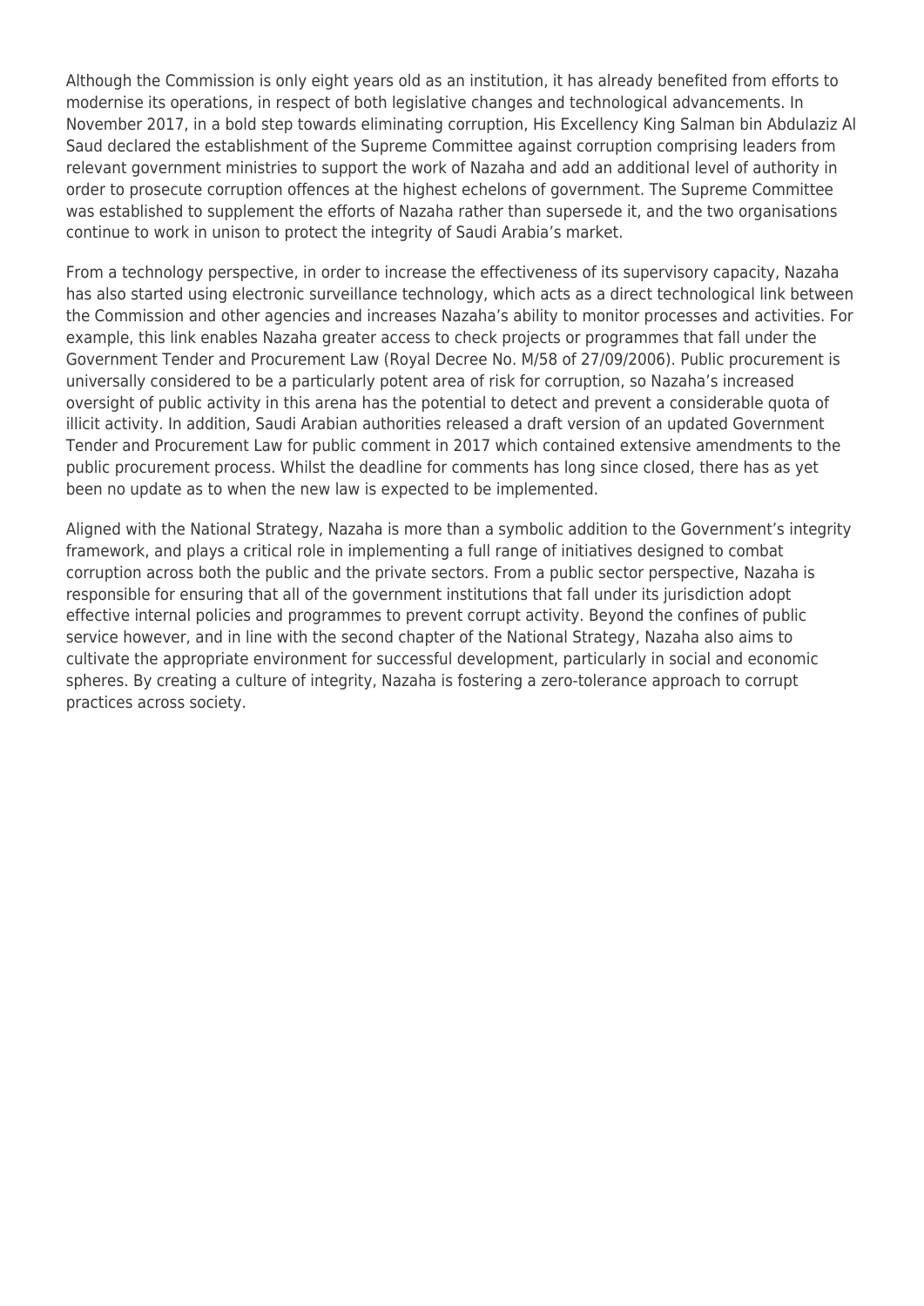Although the Commission is only eight years old as an institution, it has already benefited from efforts to modernise its operations, in respect of both legislative changes and technological advancements. In November 2017, in a bold step towards eliminating corruption, His Excellency King Salman bin Abdulaziz Al Saud declared the establishment of the Supreme Committee against corruption comprising leaders from relevant government ministries to support the work of Nazaha and add an additional level of authority in order to prosecute corruption offences at the highest echelons of government. The Supreme Committee was established to supplement the efforts of Nazaha rather than supersede it, and the two organisations continue to work in unison to protect the integrity of Saudi Arabia's market.

From a technology perspective, in order to increase the effectiveness of its supervisory capacity, Nazaha has also started using electronic surveillance technology, which acts as a direct technological link between the Commission and other agencies and increases Nazaha's ability to monitor processes and activities. For example, this link enables Nazaha greater access to check projects or programmes that fall under the Government Tender and Procurement Law (Royal Decree No. M/58 of 27/09/2006). Public procurement is universally considered to be a particularly potent area of risk for corruption, so Nazaha's increased oversight of public activity in this arena has the potential to detect and prevent a considerable quota of illicit activity. In addition, Saudi Arabian authorities released a draft version of an updated Government Tender and Procurement Law for public comment in 2017 which contained extensive amendments to the public procurement process. Whilst the deadline for comments has long since closed, there has as yet been no update as to when the new law is expected to be implemented.

Aligned with the National Strategy, Nazaha is more than a symbolic addition to the Government's integrity framework, and plays a critical role in implementing a full range of initiatives designed to combat corruption across both the public and the private sectors. From a public sector perspective, Nazaha is responsible for ensuring that all of the government institutions that fall under its jurisdiction adopt effective internal policies and programmes to prevent corrupt activity. Beyond the confines of public service however, and in line with the second chapter of the National Strategy, Nazaha also aims to cultivate the appropriate environment for successful development, particularly in social and economic spheres. By creating a culture of integrity, Nazaha is fostering a zero-tolerance approach to corrupt practices across society.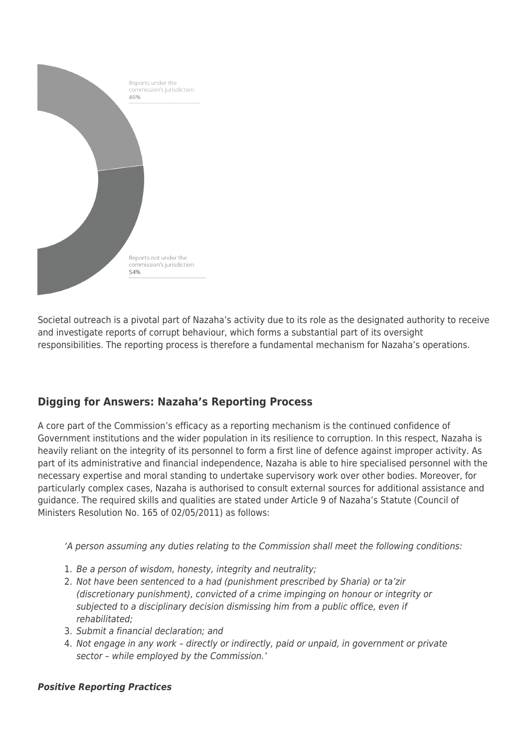Reports under the commission's jurisdiction
46%

Reports not under the commission's jurisdiction
54%

Societal outreach is a pivotal part of Nazaha's activity due to its role as the designated authority to receive and investigate reports of corrupt behaviour, which forms a substantial part of its oversight responsibilities. The reporting process is therefore a fundamental mechanism for Nazaha's operations.

## Digging for Answers: Nazaha's Reporting Process

A core part of the Commission's efficacy as a reporting mechanism is the continued confidence of Government institutions and the wider population in its resilience to corruption. In this respect, Nazaha is heavily reliant on the integrity of its personnel to form a first line of defence against improper activity. As part of its administrative and financial independence, Nazaha is able to hire specialised personnel with the necessary expertise and moral standing to undertake supervisory work over other bodies. Moreover, for particularly complex cases, Nazaha is authorised to consult external sources for additional assistance and guidance. The required skills and qualities are stated under Article 9 of Nazaha's Statute (Council of Ministers Resolution No. 165 of 02/05/2011) as follows:

*'A person assuming any duties relating to the Commission shall meet the following conditions:*

1. *Be a person of wisdom, honesty, integrity and neutrality;*
2. *Not have been sentenced to a had (punishment prescribed by Sharia) or ta'zir (discretionary punishment), convicted of a crime impinging on honour or integrity or subjected to a disciplinary decision dismissing him from a public office, even if rehabilitated;*
3. *Submit a financial declaration; and*
4. *Not engage in any work – directly or indirectly, paid or unpaid, in government or private sector – while employed by the Commission.'*

***Positive Reporting Practices***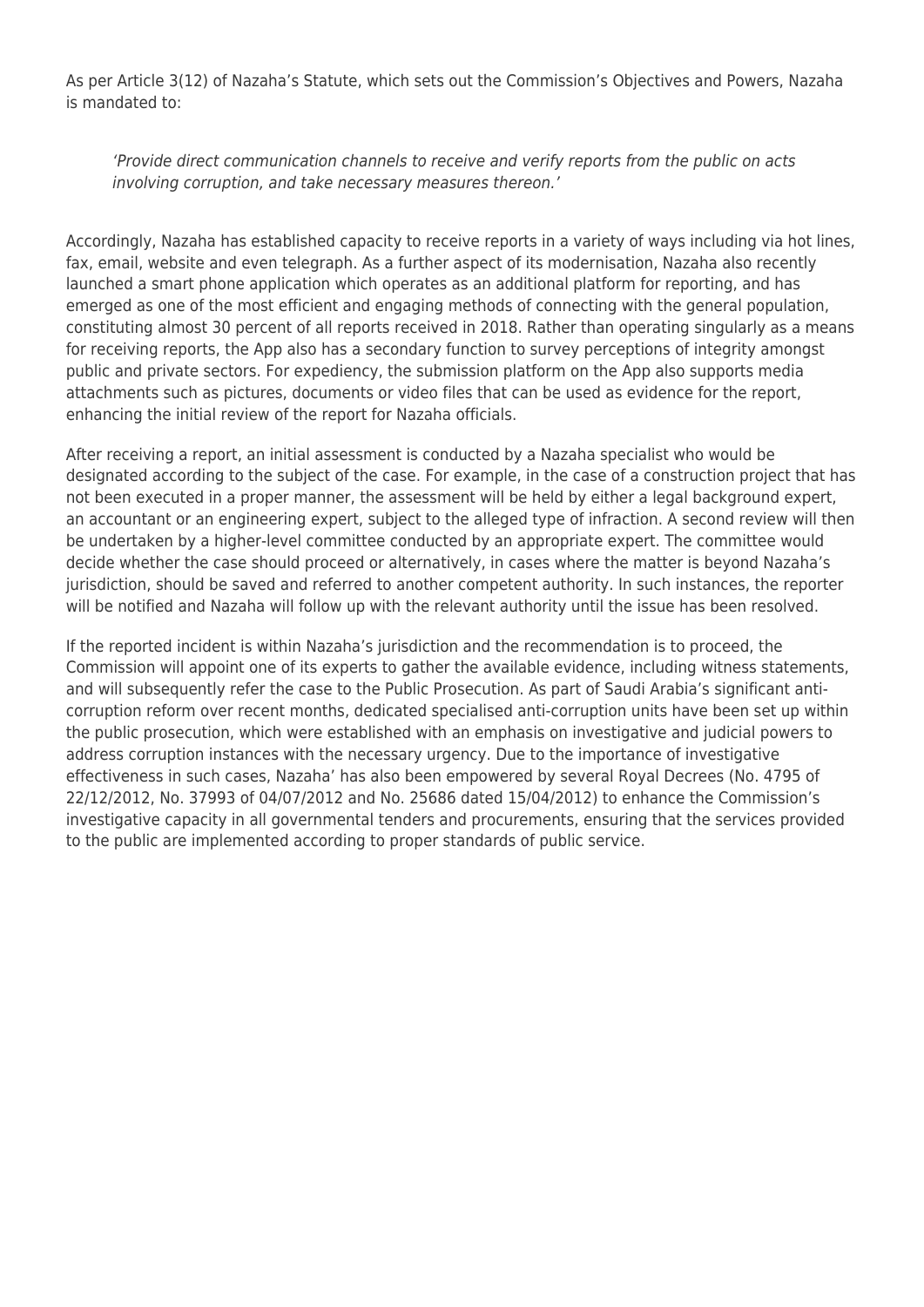As per Article 3(12) of Nazaha's Statute, which sets out the Commission's Objectives and Powers, Nazaha is mandated to:

> *'Provide direct communication channels to receive and verify reports from the public on acts involving corruption, and take necessary measures thereon.'*

Accordingly, Nazaha has established capacity to receive reports in a variety of ways including via hot lines, fax, email, website and even telegraph. As a further aspect of its modernisation, Nazaha also recently launched a smart phone application which operates as an additional platform for reporting, and has emerged as one of the most efficient and engaging methods of connecting with the general population, constituting almost 30 percent of all reports received in 2018. Rather than operating singularly as a means for receiving reports, the App also has a secondary function to survey perceptions of integrity amongst public and private sectors. For expediency, the submission platform on the App also supports media attachments such as pictures, documents or video files that can be used as evidence for the report, enhancing the initial review of the report for Nazaha officials.

After receiving a report, an initial assessment is conducted by a Nazaha specialist who would be designated according to the subject of the case. For example, in the case of a construction project that has not been executed in a proper manner, the assessment will be held by either a legal background expert, an accountant or an engineering expert, subject to the alleged type of infraction. A second review will then be undertaken by a higher-level committee conducted by an appropriate expert. The committee would decide whether the case should proceed or alternatively, in cases where the matter is beyond Nazaha's jurisdiction, should be saved and referred to another competent authority. In such instances, the reporter will be notified and Nazaha will follow up with the relevant authority until the issue has been resolved.

If the reported incident is within Nazaha's jurisdiction and the recommendation is to proceed, the Commission will appoint one of its experts to gather the available evidence, including witness statements, and will subsequently refer the case to the Public Prosecution. As part of Saudi Arabia's significant anti-corruption reform over recent months, dedicated specialised anti-corruption units have been set up within the public prosecution, which were established with an emphasis on investigative and judicial powers to address corruption instances with the necessary urgency. Due to the importance of investigative effectiveness in such cases, Nazaha' has also been empowered by several Royal Decrees (No. 4795 of 22/12/2012, No. 37993 of 04/07/2012 and No. 25686 dated 15/04/2012) to enhance the Commission's investigative capacity in all governmental tenders and procurements, ensuring that the services provided to the public are implemented according to proper standards of public service.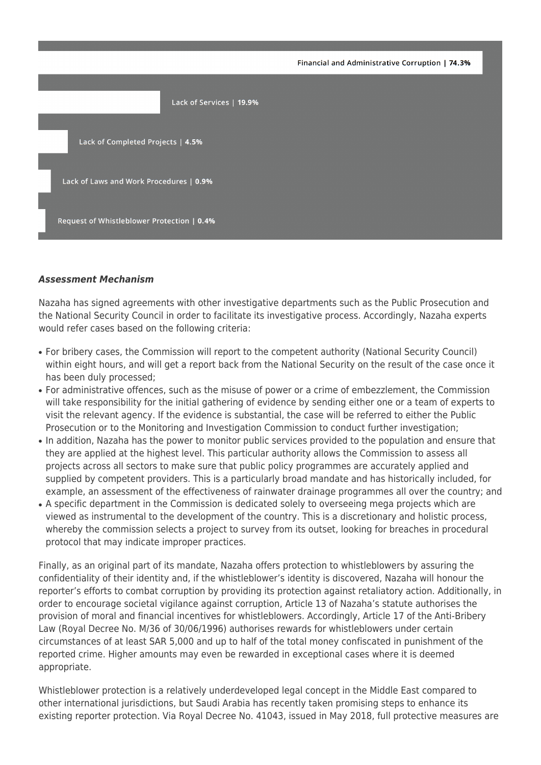Financial and Administrative Corruption | **74.3%**

Lack of Services | **19.9%**

Lack of Completed Projects | **4.5%**

Lack of Laws and Work Procedures | **0.9%**

Request of Whistleblower Protection | **0.4%**

***Assessment Mechanism***

Nazaha has signed agreements with other investigative departments such as the Public Prosecution and the National Security Council in order to facilitate its investigative process. Accordingly, Nazaha experts would refer cases based on the following criteria:

- For bribery cases, the Commission will report to the competent authority (National Security Council) within eight hours, and will get a report back from the National Security on the result of the case once it has been duly processed;
- For administrative offences, such as the misuse of power or a crime of embezzlement, the Commission will take responsibility for the initial gathering of evidence by sending either one or a team of experts to visit the relevant agency. If the evidence is substantial, the case will be referred to either the Public Prosecution or to the Monitoring and Investigation Commission to conduct further investigation;
- In addition, Nazaha has the power to monitor public services provided to the population and ensure that they are applied at the highest level. This particular authority allows the Commission to assess all projects across all sectors to make sure that public policy programmes are accurately applied and supplied by competent providers. This is a particularly broad mandate and has historically included, for example, an assessment of the effectiveness of rainwater drainage programmes all over the country; and
- A specific department in the Commission is dedicated solely to overseeing mega projects which are viewed as instrumental to the development of the country. This is a discretionary and holistic process, whereby the commission selects a project to survey from its outset, looking for breaches in procedural protocol that may indicate improper practices.

Finally, as an original part of its mandate, Nazaha offers protection to whistleblowers by assuring the confidentiality of their identity and, if the whistleblower's identity is discovered, Nazaha will honour the reporter's efforts to combat corruption by providing its protection against retaliatory action. Additionally, in order to encourage societal vigilance against corruption, Article 13 of Nazaha's statute authorises the provision of moral and financial incentives for whistleblowers. Accordingly, Article 17 of the Anti-Bribery Law (Royal Decree No. M/36 of 30/06/1996) authorises rewards for whistleblowers under certain circumstances of at least SAR 5,000 and up to half of the total money confiscated in punishment of the reported crime. Higher amounts may even be rewarded in exceptional cases where it is deemed appropriate.

Whistleblower protection is a relatively underdeveloped legal concept in the Middle East compared to other international jurisdictions, but Saudi Arabia has recently taken promising steps to enhance its existing reporter protection. Via Royal Decree No. 41043, issued in May 2018, full protective measures are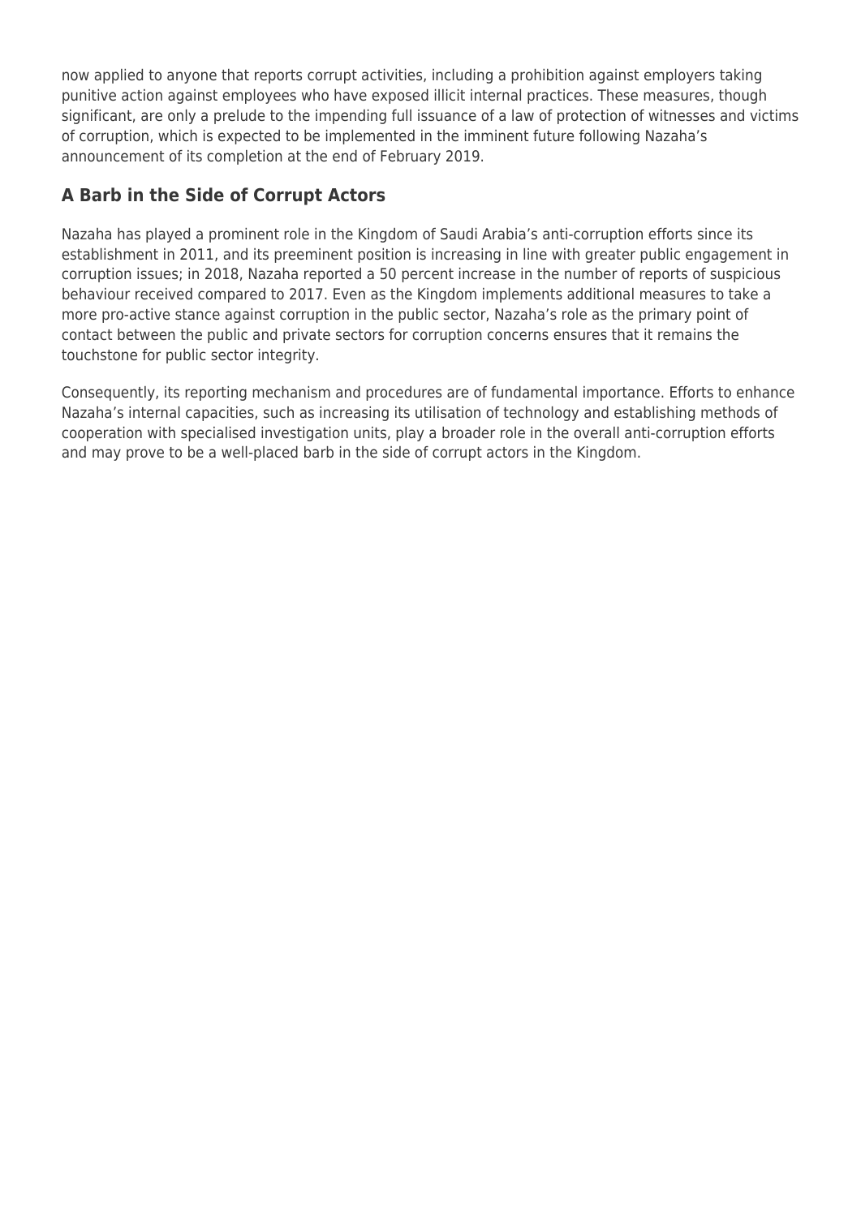now applied to anyone that reports corrupt activities, including a prohibition against employers taking punitive action against employees who have exposed illicit internal practices. These measures, though significant, are only a prelude to the impending full issuance of a law of protection of witnesses and victims of corruption, which is expected to be implemented in the imminent future following Nazaha's announcement of its completion at the end of February 2019.

## A Barb in the Side of Corrupt Actors

Nazaha has played a prominent role in the Kingdom of Saudi Arabia's anti-corruption efforts since its establishment in 2011, and its preeminent position is increasing in line with greater public engagement in corruption issues; in 2018, Nazaha reported a 50 percent increase in the number of reports of suspicious behaviour received compared to 2017. Even as the Kingdom implements additional measures to take a more pro-active stance against corruption in the public sector, Nazaha's role as the primary point of contact between the public and private sectors for corruption concerns ensures that it remains the touchstone for public sector integrity.

Consequently, its reporting mechanism and procedures are of fundamental importance. Efforts to enhance Nazaha's internal capacities, such as increasing its utilisation of technology and establishing methods of cooperation with specialised investigation units, play a broader role in the overall anti-corruption efforts and may prove to be a well-placed barb in the side of corrupt actors in the Kingdom.